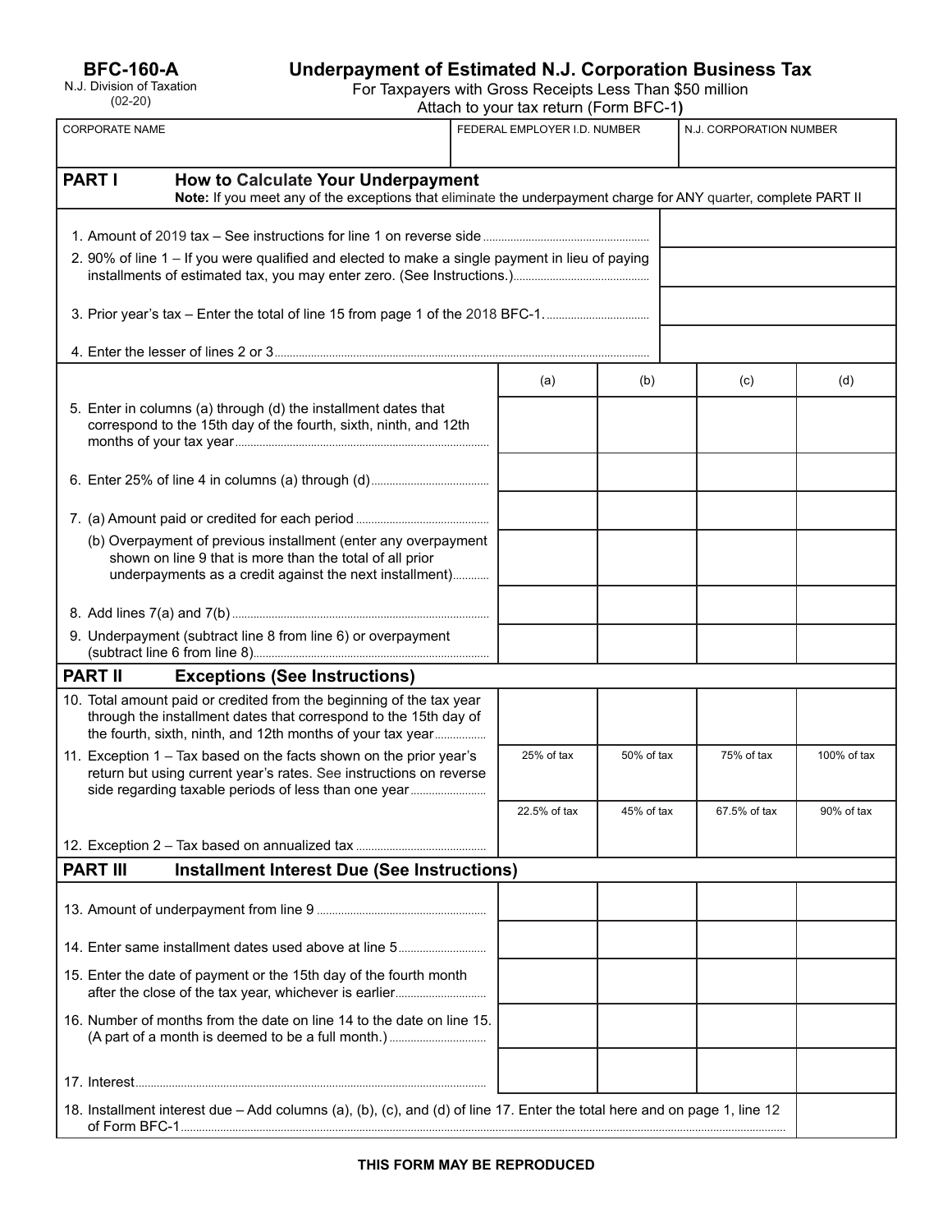**BFC-160-A**
N.J. Division of Taxation
(02-20)

# Underpayment of Estimated N.J. Corporation Business Tax

For Taxpayers with Gross Receipts Less Than $50 million
Attach to your tax return (Form BFC-1)

| CORPORATE NAME | FEDERAL EMPLOYER I.D. NUMBER | N.J. CORPORATION NUMBER |
|---|---|---|
| | | |

## PART I How to Calculate Your Underpayment

**Note:** If you meet any of the exceptions that eliminate the underpayment charge for ANY quarter, complete PART II

| | |
|---|---|
| 1. Amount of 2019 tax – See instructions for line 1 on reverse side | |
| 2. 90% of line 1 – If you were qualified and elected to make a single payment in lieu of paying installments of estimated tax, you may enter zero. (See Instructions.) | |
| 3. Prior year's tax – Enter the total of line 15 from page 1 of the 2018 BFC-1. | |
| 4. Enter the lesser of lines 2 or 3 | |

| | (a) | (b) | (c) | (d) |
|---|---|---|---|---|
| 5. Enter in columns (a) through (d) the installment dates that correspond to the 15th day of the fourth, sixth, ninth, and 12th months of your tax year | | | | |
| 6. Enter 25% of line 4 in columns (a) through (d) | | | | |
| 7. (a) Amount paid or credited for each period | | | | |
| (b) Overpayment of previous installment (enter any overpayment shown on line 9 that is more than the total of all prior underpayments as a credit against the next installment) | | | | |
| 8. Add lines 7(a) and 7(b) | | | | |
| 9. Underpayment (subtract line 8 from line 6) or overpayment (subtract line 6 from line 8) | | | | |

## PART II Exceptions (See Instructions)

| | (a) | (b) | (c) | (d) |
|---|---|---|---|---|
| 10. Total amount paid or credited from the beginning of the tax year through the installment dates that correspond to the 15th day of the fourth, sixth, ninth, and 12th months of your tax year | | | | |
| 11. Exception 1 – Tax based on the facts shown on the prior year's return but using current year's rates. See instructions on reverse side regarding taxable periods of less than one year | 25% of tax | 50% of tax | 75% of tax | 100% of tax |
| 12. Exception 2 – Tax based on annualized tax | 22.5% of tax | 45% of tax | 67.5% of tax | 90% of tax |

## PART III Installment Interest Due (See Instructions)

| | (a) | (b) | (c) | (d) |
|---|---|---|---|---|
| 13. Amount of underpayment from line 9 | | | | |
| 14. Enter same installment dates used above at line 5 | | | | |
| 15. Enter the date of payment or the 15th day of the fourth month after the close of the tax year, whichever is earlier | | | | |
| 16. Number of months from the date on line 14 to the date on line 15. (A part of a month is deemed to be a full month.) | | | | |
| 17. Interest | | | | |

| | |
|---|---|
| 18. Installment interest due – Add columns (a), (b), (c), and (d) of line 17. Enter the total here and on page 1, line 12 of Form BFC-1 | |

**THIS FORM MAY BE REPRODUCED**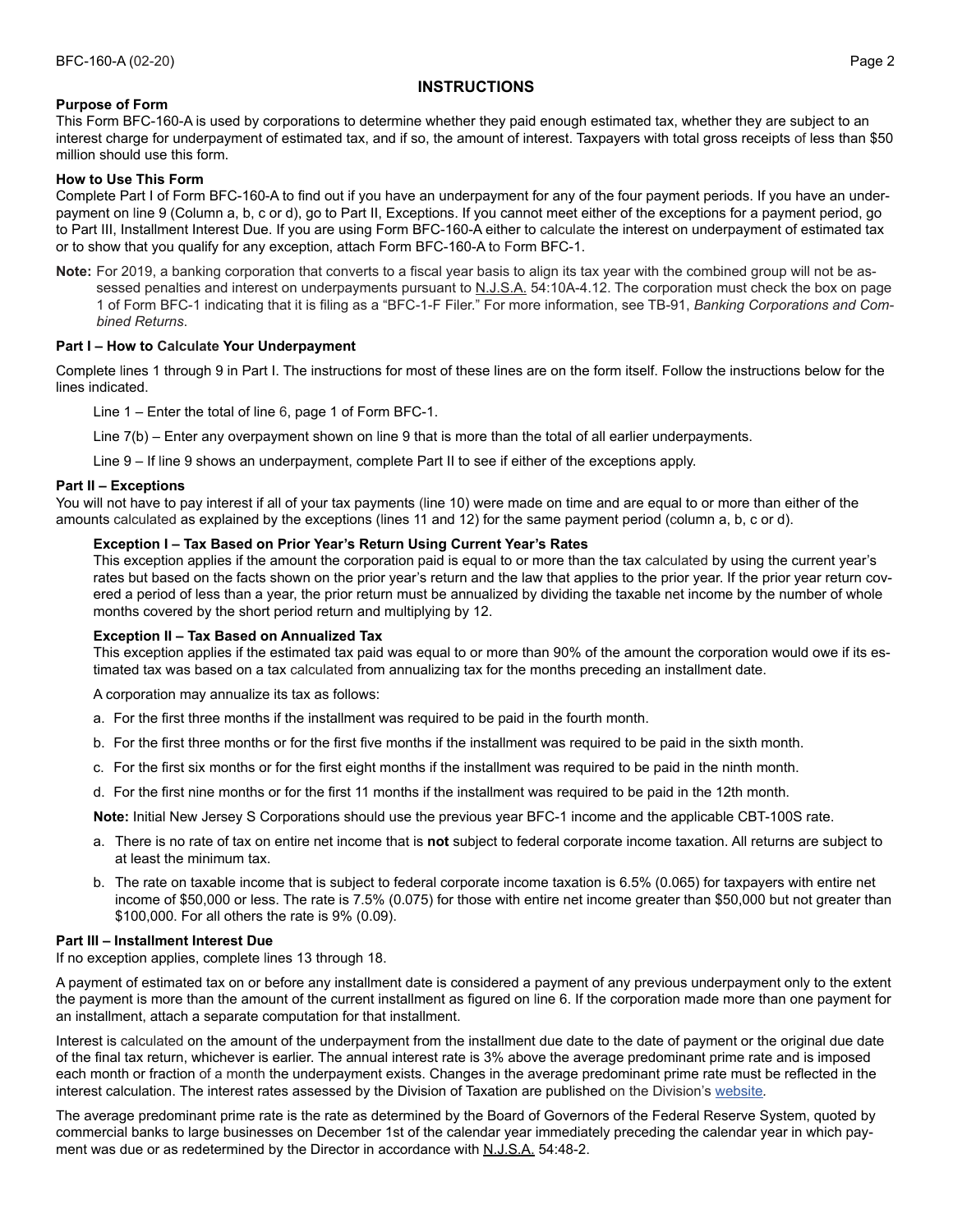# INSTRUCTIONS

**Purpose of Form**

This Form BFC-160-A is used by corporations to determine whether they paid enough estimated tax, whether they are subject to an interest charge for underpayment of estimated tax, and if so, the amount of interest. Taxpayers with total gross receipts of less than $50 million should use this form.

**How to Use This Form**

Complete Part I of Form BFC-160-A to find out if you have an underpayment for any of the four payment periods. If you have an underpayment on line 9 (Column a, b, c or d), go to Part II, Exceptions. If you cannot meet either of the exceptions for a payment period, go to Part III, Installment Interest Due. If you are using Form BFC-160-A either to calculate the interest on underpayment of estimated tax or to show that you qualify for any exception, attach Form BFC-160-A to Form BFC-1.

**Note:** For 2019, a banking corporation that converts to a fiscal year basis to align its tax year with the combined group will not be assessed penalties and interest on underpayments pursuant to N.J.S.A. 54:10A-4.12. The corporation must check the box on page 1 of Form BFC-1 indicating that it is filing as a "BFC-1-F Filer." For more information, see TB-91, *Banking Corporations and Combined Returns*.

**Part I – How to Calculate Your Underpayment**

Complete lines 1 through 9 in Part I. The instructions for most of these lines are on the form itself. Follow the instructions below for the lines indicated.

Line 1 – Enter the total of line 6, page 1 of Form BFC-1.

Line 7(b) – Enter any overpayment shown on line 9 that is more than the total of all earlier underpayments.

Line 9 – If line 9 shows an underpayment, complete Part II to see if either of the exceptions apply.

**Part II – Exceptions**

You will not have to pay interest if all of your tax payments (line 10) were made on time and are equal to or more than either of the amounts calculated as explained by the exceptions (lines 11 and 12) for the same payment period (column a, b, c or d).

**Exception I – Tax Based on Prior Year's Return Using Current Year's Rates**

This exception applies if the amount the corporation paid is equal to or more than the tax calculated by using the current year's rates but based on the facts shown on the prior year's return and the law that applies to the prior year. If the prior year return covered a period of less than a year, the prior return must be annualized by dividing the taxable net income by the number of whole months covered by the short period return and multiplying by 12.

**Exception II – Tax Based on Annualized Tax**

This exception applies if the estimated tax paid was equal to or more than 90% of the amount the corporation would owe if its estimated tax was based on a tax calculated from annualizing tax for the months preceding an installment date.

A corporation may annualize its tax as follows:

a. For the first three months if the installment was required to be paid in the fourth month.

b. For the first three months or for the first five months if the installment was required to be paid in the sixth month.

c. For the first six months or for the first eight months if the installment was required to be paid in the ninth month.

d. For the first nine months or for the first 11 months if the installment was required to be paid in the 12th month.

**Note:** Initial New Jersey S Corporations should use the previous year BFC-1 income and the applicable CBT-100S rate.

a. There is no rate of tax on entire net income that is **not** subject to federal corporate income taxation. All returns are subject to at least the minimum tax.

b. The rate on taxable income that is subject to federal corporate income taxation is 6.5% (0.065) for taxpayers with entire net income of $50,000 or less. The rate is 7.5% (0.075) for those with entire net income greater than $50,000 but not greater than $100,000. For all others the rate is 9% (0.09).

**Part III – Installment Interest Due**

If no exception applies, complete lines 13 through 18.

A payment of estimated tax on or before any installment date is considered a payment of any previous underpayment only to the extent the payment is more than the amount of the current installment as figured on line 6. If the corporation made more than one payment for an installment, attach a separate computation for that installment.

Interest is calculated on the amount of the underpayment from the installment due date to the date of payment or the original due date of the final tax return, whichever is earlier. The annual interest rate is 3% above the average predominant prime rate and is imposed each month or fraction of a month the underpayment exists. Changes in the average predominant prime rate must be reflected in the interest calculation. The interest rates assessed by the Division of Taxation are published on the Division's website.

The average predominant prime rate is the rate as determined by the Board of Governors of the Federal Reserve System, quoted by commercial banks to large businesses on December 1st of the calendar year immediately preceding the calendar year in which payment was due or as redetermined by the Director in accordance with N.J.S.A. 54:48-2.